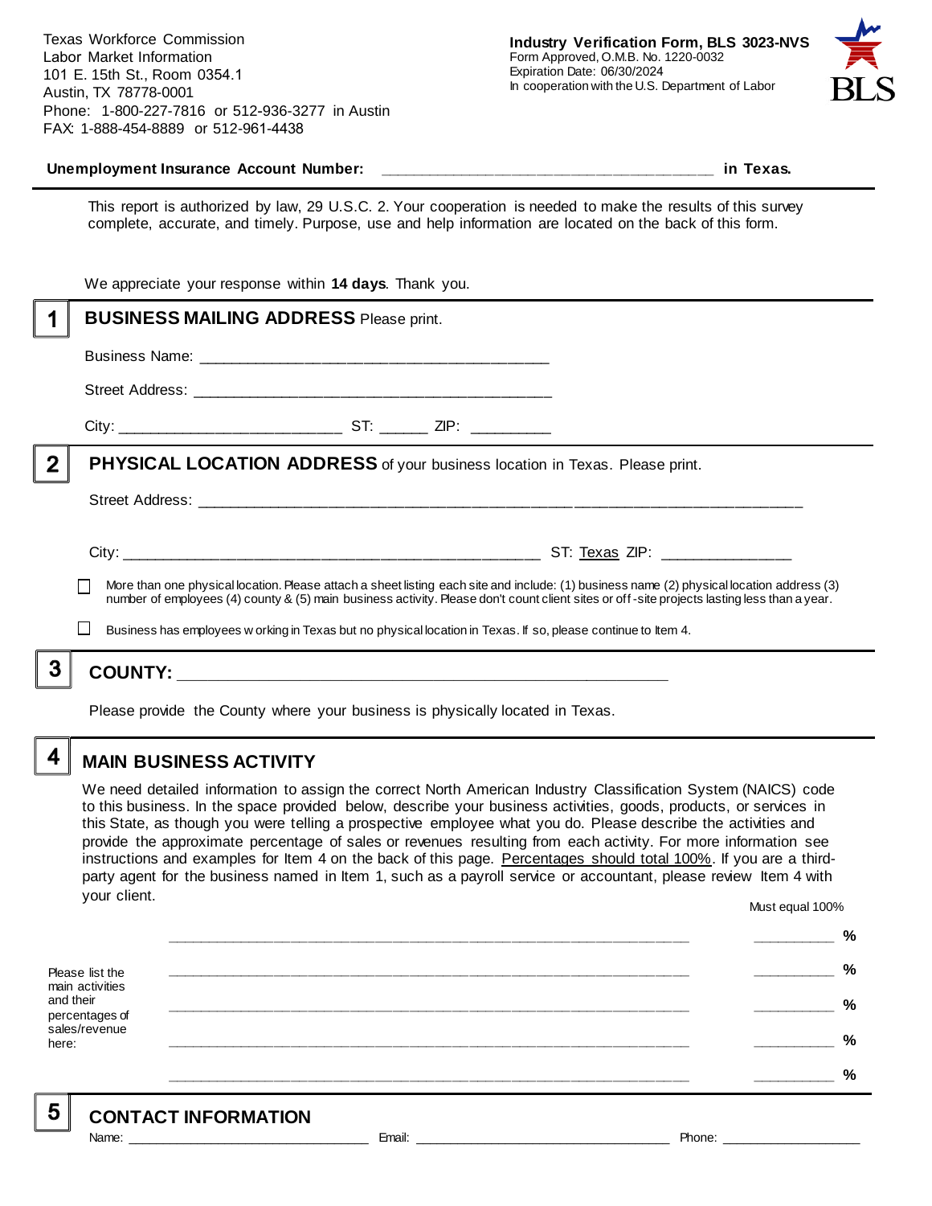Texas Workforce Commission
Labor Market Information
101 E. 15th St., Room 0354.1
Austin, TX 78778-0001
Phone: 1-800-227-7816 or 512-936-3277 in Austin
FAX: 1-888-454-8889 or 512-961-4438

**Industry Verification Form, BLS 3023-NVS**
Form Approved, O.M.B. No. 1220-0032
Expiration Date: 06/30/2024
In cooperation with the U.S. Department of Labor

BLS

**Unemployment Insurance Account Number:** ______________________________________ **in Texas.**

This report is authorized by law, 29 U.S.C. 2. Your cooperation is needed to make the results of this survey complete, accurate, and timely. Purpose, use and help information are located on the back of this form.

We appreciate your response within **14 days**. Thank you.

## 1 BUSINESS MAILING ADDRESS Please print.

Business Name: ________________________________________

Street Address: ________________________________________

City: _________________________ ST: ______ ZIP: _________

## 2 PHYSICAL LOCATION ADDRESS of your business location in Texas. Please print.

Street Address: ____________________________________________________________________

City: ______________________________________________ ST: Texas ZIP: _______________

☐ More than one physical location. Please attach a sheet listing each site and include: (1) business name (2) physical location address (3) number of employees (4) county & (5) main business activity. Please don't count client sites or off-site projects lasting less than a year.

☐ Business has employees working in Texas but no physical location in Texas. If so, please continue to Item 4.

## 3 COUNTY: _______________________________________________________

Please provide the County where your business is physically located in Texas.

## 4 MAIN BUSINESS ACTIVITY

We need detailed information to assign the correct North American Industry Classification System (NAICS) code to this business. In the space provided below, describe your business activities, goods, products, or services in this State, as though you were telling a prospective employee what you do. Please describe the activities and provide the approximate percentage of sales or revenues resulting from each activity. For more information see instructions and examples for Item 4 on the back of this page. Percentages should total 100%. If you are a third-party agent for the business named in Item 1, such as a payroll service or accountant, please review Item 4 with your client.

Please list the main activities and their percentages of sales/revenue here:

Must equal 100%

____________________________________________________________ __________ %

____________________________________________________________ __________ %

____________________________________________________________ __________ %

____________________________________________________________ __________ %

____________________________________________________________ __________ %

## 5 CONTACT INFORMATION

Name: ______________________________ Email: ________________________________ Phone: __________________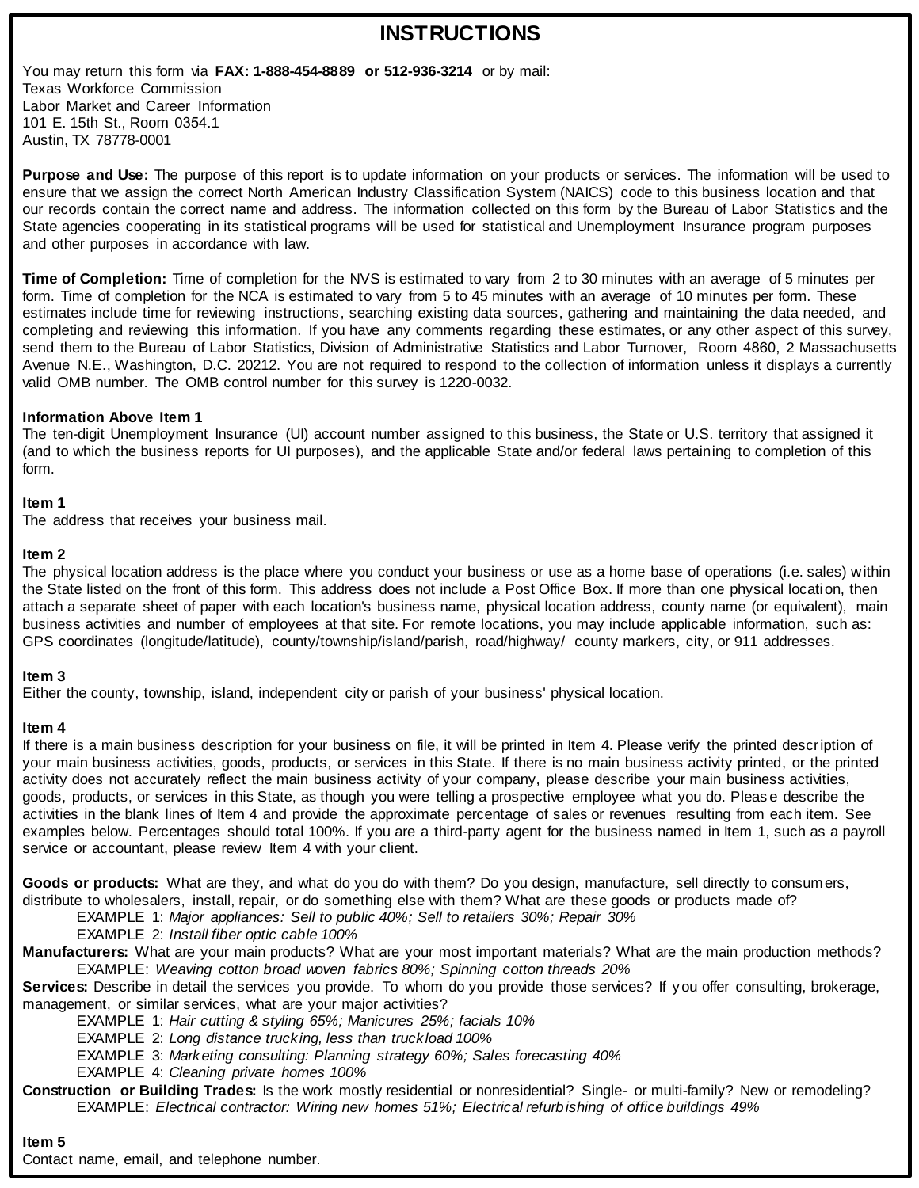# INSTRUCTIONS

You may return this form via **FAX: 1-888-454-8889 or 512-936-3214** or by mail:
Texas Workforce Commission
Labor Market and Career Information
101 E. 15th St., Room 0354.1
Austin, TX 78778-0001

**Purpose and Use:** The purpose of this report is to update information on your products or services. The information will be used to ensure that we assign the correct North American Industry Classification System (NAICS) code to this business location and that our records contain the correct name and address. The information collected on this form by the Bureau of Labor Statistics and the State agencies cooperating in its statistical programs will be used for statistical and Unemployment Insurance program purposes and other purposes in accordance with law.

**Time of Completion:** Time of completion for the NVS is estimated to vary from 2 to 30 minutes with an average of 5 minutes per form. Time of completion for the NCA is estimated to vary from 5 to 45 minutes with an average of 10 minutes per form. These estimates include time for reviewing instructions, searching existing data sources, gathering and maintaining the data needed, and completing and reviewing this information. If you have any comments regarding these estimates, or any other aspect of this survey, send them to the Bureau of Labor Statistics, Division of Administrative Statistics and Labor Turnover, Room 4860, 2 Massachusetts Avenue N.E., Washington, D.C. 20212. You are not required to respond to the collection of information unless it displays a currently valid OMB number. The OMB control number for this survey is 1220-0032.

**Information Above Item 1**
The ten-digit Unemployment Insurance (UI) account number assigned to this business, the State or U.S. territory that assigned it (and to which the business reports for UI purposes), and the applicable State and/or federal laws pertaining to completion of this form.

**Item 1**
The address that receives your business mail.

**Item 2**
The physical location address is the place where you conduct your business or use as a home base of operations (i.e. sales) within the State listed on the front of this form. This address does not include a Post Office Box. If more than one physical location, then attach a separate sheet of paper with each location's business name, physical location address, county name (or equivalent), main business activities and number of employees at that site. For remote locations, you may include applicable information, such as: GPS coordinates (longitude/latitude), county/township/island/parish, road/highway/ county markers, city, or 911 addresses.

**Item 3**
Either the county, township, island, independent city or parish of your business' physical location.

**Item 4**
If there is a main business description for your business on file, it will be printed in Item 4. Please verify the printed description of your main business activities, goods, products, or services in this State. If there is no main business activity printed, or the printed activity does not accurately reflect the main business activity of your company, please describe your main business activities, goods, products, or services in this State, as though you were telling a prospective employee what you do. Please describe the activities in the blank lines of Item 4 and provide the approximate percentage of sales or revenues resulting from each item. See examples below. Percentages should total 100%. If you are a third-party agent for the business named in Item 1, such as a payroll service or accountant, please review Item 4 with your client.

**Goods or products:** What are they, and what do you do with them? Do you design, manufacture, sell directly to consumers, distribute to wholesalers, install, repair, or do something else with them? What are these goods or products made of?
- EXAMPLE 1: *Major appliances: Sell to public 40%; Sell to retailers 30%; Repair 30%*
- EXAMPLE 2: *Install fiber optic cable 100%*

**Manufacturers:** What are your main products? What are your most important materials? What are the main production methods?
- EXAMPLE: *Weaving cotton broad woven fabrics 80%; Spinning cotton threads 20%*

**Services:** Describe in detail the services you provide. To whom do you provide those services? If you offer consulting, brokerage, management, or similar services, what are your major activities?
- EXAMPLE 1: *Hair cutting & styling 65%; Manicures 25%; facials 10%*
- EXAMPLE 2: *Long distance trucking, less than truckload 100%*
- EXAMPLE 3: *Marketing consulting: Planning strategy 60%; Sales forecasting 40%*
- EXAMPLE 4: *Cleaning private homes 100%*

**Construction or Building Trades:** Is the work mostly residential or nonresidential? Single- or multi-family? New or remodeling?
- EXAMPLE: *Electrical contractor: Wiring new homes 51%; Electrical refurbishing of office buildings 49%*

**Item 5**
Contact name, email, and telephone number.